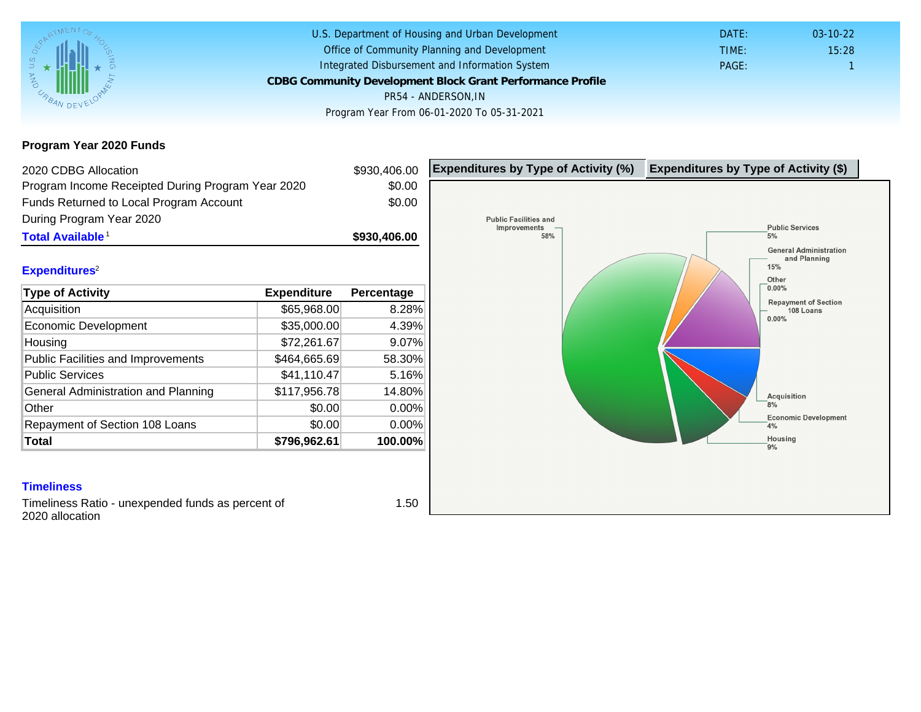U.S. Department of Housing and Urban Development
Office of Community Planning and Development
Integrated Disbursement and Information System

DATE: 03-10-22
TIME: 15:28
PAGE: 1

# CDBG Community Development Block Grant Performance Profile

PR54 - ANDERSON,IN

Program Year From 06-01-2020 To 05-31-2021

## Program Year 2020 Funds

| | |
|---|---|
| 2020 CDBG Allocation | $930,406.00 |
| Program Income Receipted During Program Year 2020 | $0.00 |
| Funds Returned to Local Program Account During Program Year 2020 | $0.00 |
| **Total Available**[1] | **$930,406.00** |

## Expenditures[2]

| Type of Activity | Expenditure | Percentage |
|---|---|---|
| Acquisition | $65,968.00 | 8.28% |
| Economic Development | $35,000.00 | 4.39% |
| Housing | $72,261.67 | 9.07% |
| Public Facilities and Improvements | $464,665.69 | 58.30% |
| Public Services | $41,110.47 | 5.16% |
| General Administration and Planning | $117,956.78 | 14.80% |
| Other | $0.00 | 0.00% |
| Repayment of Section 108 Loans | $0.00 | 0.00% |
| **Total** | **$796,962.61** | **100.00%** |

## Timeliness

Timeliness Ratio - unexpended funds as percent of 2020 allocation 1.50

**Expenditures by Type of Activity (%)** | **Expenditures by Type of Activity ($)**

Public Facilities and Improvements 58%
Public Services 5%
General Administration and Planning 15%
Other 0.00%
Repayment of Section 108 Loans 0.00%
Acquisition 8%
Economic Development 4%
Housing 9%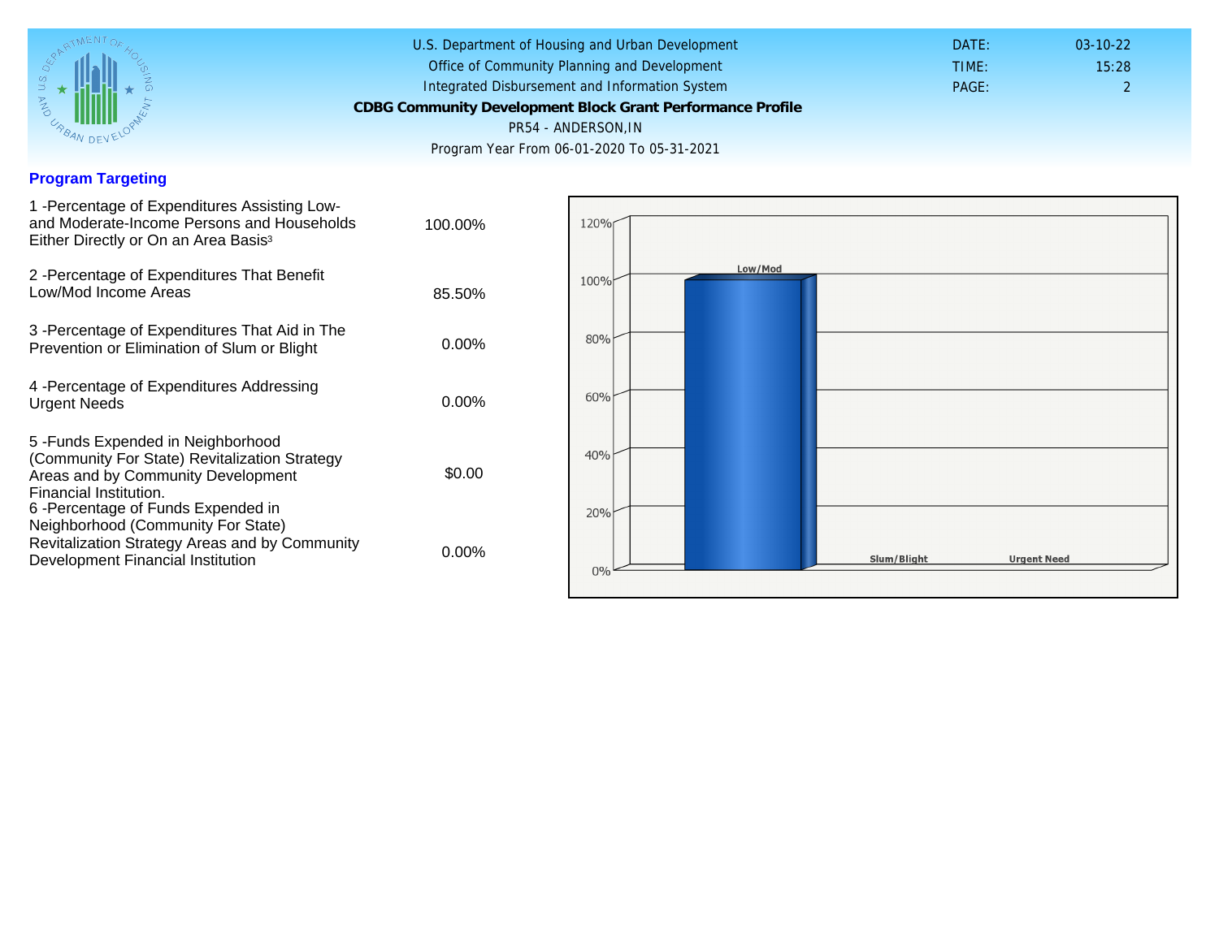U.S. Department of Housing and Urban Development
Office of Community Planning and Development
Integrated Disbursement and Information System

**CDBG Community Development Block Grant Performance Profile**

PR54 - ANDERSON,IN

Program Year From 06-01-2020 To 05-31-2021

DATE: 03-10-22
TIME: 15:28
PAGE: 2

## Program Targeting

| | |
|---|---|
| 1 -Percentage of Expenditures Assisting Low- and Moderate-Income Persons and Households Either Directly or On an Area Basis[3] | 100.00% |
| 2 -Percentage of Expenditures That Benefit Low/Mod Income Areas | 85.50% |
| 3 -Percentage of Expenditures That Aid in The Prevention or Elimination of Slum or Blight | 0.00% |
| 4 -Percentage of Expenditures Addressing Urgent Needs | 0.00% |
| 5 -Funds Expended in Neighborhood (Community For State) Revitalization Strategy Areas and by Community Development Financial Institution. | $0.00 |
| 6 -Percentage of Funds Expended in Neighborhood (Community For State) Revitalization Strategy Areas and by Community Development Financial Institution | 0.00% |

120%
100%
80%
60%
40%
20%
0%

Low/Mod
Slum/Blight
Urgent Need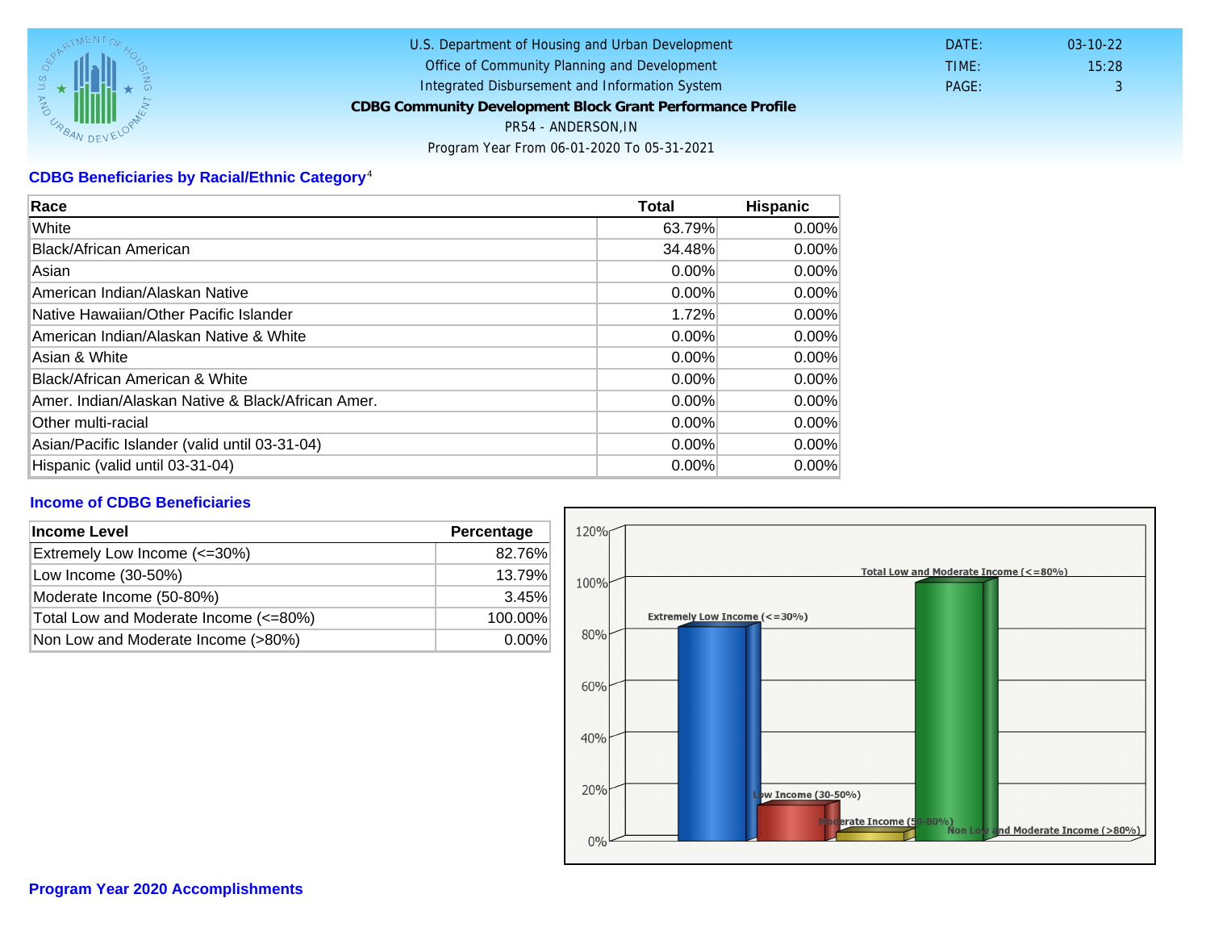U.S. Department of Housing and Urban Development
Office of Community Planning and Development
Integrated Disbursement and Information System
**CDBG Community Development Block Grant Performance Profile**
PR54 - ANDERSON,IN
Program Year From 06-01-2020 To 05-31-2021

DATE: 03-10-22
TIME: 15:28

## CDBG Beneficiaries by Racial/Ethnic Category[4]

| Race | Total | Hispanic |
|---|---|---|
| White | 63.79% | 0.00% |
| Black/African American | 34.48% | 0.00% |
| Asian | 0.00% | 0.00% |
| American Indian/Alaskan Native | 0.00% | 0.00% |
| Native Hawaiian/Other Pacific Islander | 1.72% | 0.00% |
| American Indian/Alaskan Native & White | 0.00% | 0.00% |
| Asian & White | 0.00% | 0.00% |
| Black/African American & White | 0.00% | 0.00% |
| Amer. Indian/Alaskan Native & Black/African Amer. | 0.00% | 0.00% |
| Other multi-racial | 0.00% | 0.00% |
| Asian/Pacific Islander (valid until 03-31-04) | 0.00% | 0.00% |
| Hispanic (valid until 03-31-04) | 0.00% | 0.00% |

## Income of CDBG Beneficiaries

| Income Level | Percentage |
|---|---|
| Extremely Low Income (<=30%) | 82.76% |
| Low Income (30-50%) | 13.79% |
| Moderate Income (50-80%) | 3.45% |
| Total Low and Moderate Income (<=80%) | 100.00% |
| Non Low and Moderate Income (>80%) | 0.00% |

## Program Year 2020 Accomplishments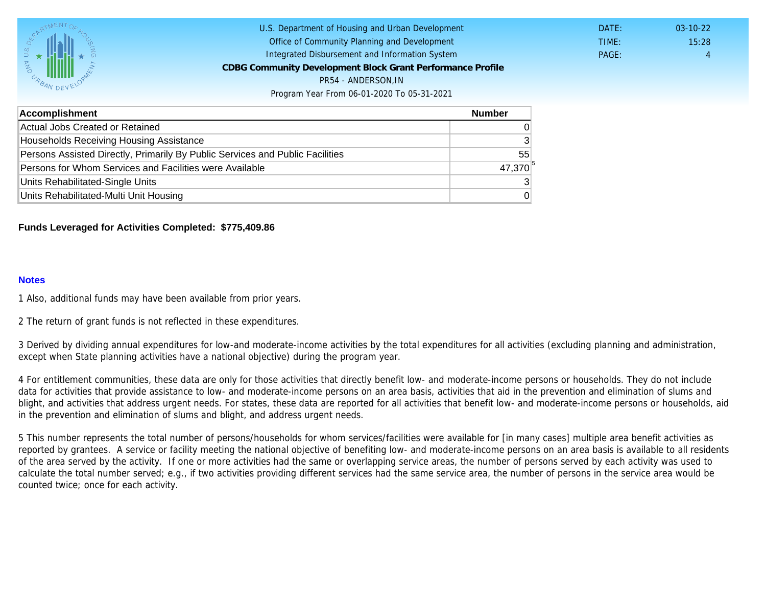| Accomplishment | Number |
|---|---|
| Actual Jobs Created or Retained | 0 |
| Households Receiving Housing Assistance | 3 |
| Persons Assisted Directly, Primarily By Public Services and Public Facilities | 55 |
| Persons for Whom Services and Facilities were Available | 47,370 [5] |
| Units Rehabilitated-Single Units | 3 |
| Units Rehabilitated-Multi Unit Housing | 0 |

**Funds Leveraged for Activities Completed: $775,409.86**

## Notes

1 Also, additional funds may have been available from prior years.

2 The return of grant funds is not reflected in these expenditures.

3 Derived by dividing annual expenditures for low-and moderate-income activities by the total expenditures for all activities (excluding planning and administration, except when State planning activities have a national objective) during the program year.

4 For entitlement communities, these data are only for those activities that directly benefit low- and moderate-income persons or households. They do not include data for activities that provide assistance to low- and moderate-income persons on an area basis, activities that aid in the prevention and elimination of slums and blight, and activities that address urgent needs. For states, these data are reported for all activities that benefit low- and moderate-income persons or households, aid in the prevention and elimination of slums and blight, and address urgent needs.

5 This number represents the total number of persons/households for whom services/facilities were available for [in many cases] multiple area benefit activities as reported by grantees. A service or facility meeting the national objective of benefiting low- and moderate-income persons on an area basis is available to all residents of the area served by the activity. If one or more activities had the same or overlapping service areas, the number of persons served by each activity was used to calculate the total number served; e.g., if two activities providing different services had the same service area, the number of persons in the service area would be counted twice; once for each activity.